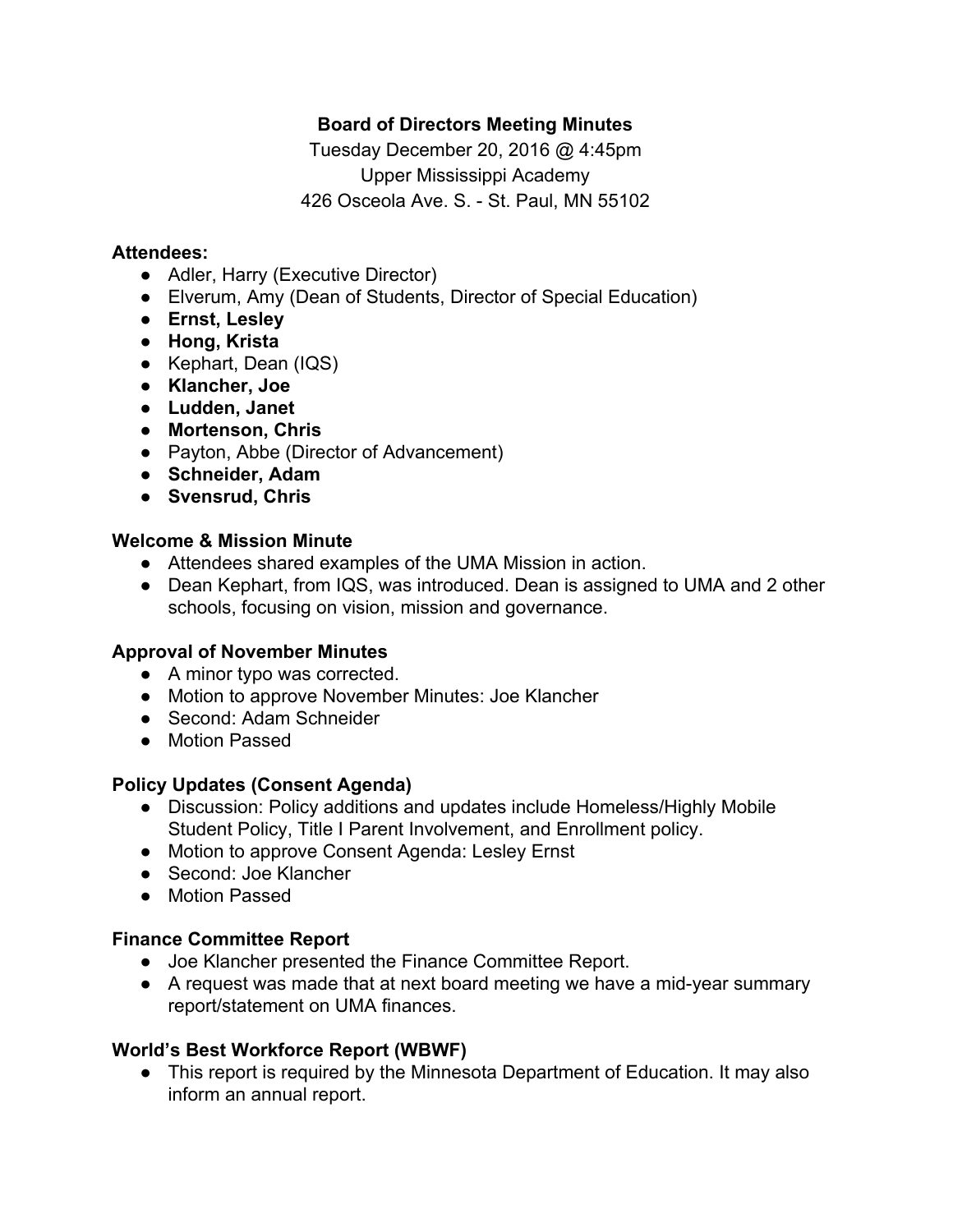# Board of Directors Meeting Minutes

Tuesday December 20, 2016 @ 4:45pm
Upper Mississippi Academy
426 Osceola Ave. S. - St. Paul, MN 55102

**Attendees:**

- Adler, Harry (Executive Director)
- Elverum, Amy (Dean of Students, Director of Special Education)
- **Ernst, Lesley**
- **Hong, Krista**
- Kephart, Dean (IQS)
- **Klancher, Joe**
- **Ludden, Janet**
- **Mortenson, Chris**
- Payton, Abbe (Director of Advancement)
- **Schneider, Adam**
- **Svensrud, Chris**

**Welcome & Mission Minute**

- Attendees shared examples of the UMA Mission in action.
- Dean Kephart, from IQS, was introduced. Dean is assigned to UMA and 2 other schools, focusing on vision, mission and governance.

**Approval of November Minutes**

- A minor typo was corrected.
- Motion to approve November Minutes: Joe Klancher
- Second: Adam Schneider
- Motion Passed

**Policy Updates (Consent Agenda)**

- Discussion: Policy additions and updates include Homeless/Highly Mobile Student Policy, Title I Parent Involvement, and Enrollment policy.
- Motion to approve Consent Agenda: Lesley Ernst
- Second: Joe Klancher
- Motion Passed

**Finance Committee Report**

- Joe Klancher presented the Finance Committee Report.
- A request was made that at next board meeting we have a mid-year summary report/statement on UMA finances.

**World's Best Workforce Report (WBWF)**

- This report is required by the Minnesota Department of Education. It may also inform an annual report.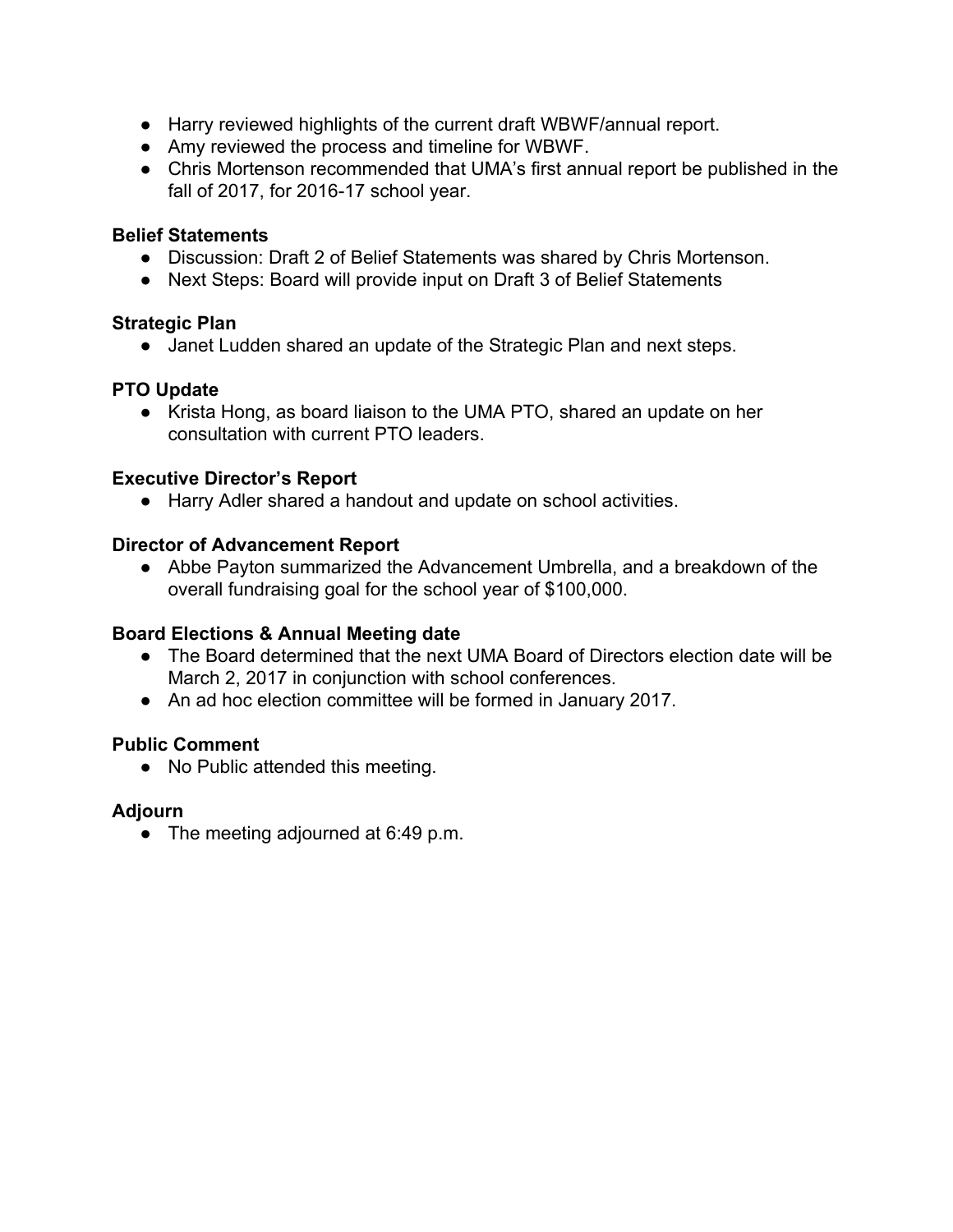- Harry reviewed highlights of the current draft WBWF/annual report.
- Amy reviewed the process and timeline for WBWF.
- Chris Mortenson recommended that UMA's first annual report be published in the fall of 2017, for 2016-17 school year.

**Belief Statements**

- Discussion: Draft 2 of Belief Statements was shared by Chris Mortenson.
- Next Steps: Board will provide input on Draft 3 of Belief Statements

**Strategic Plan**

- Janet Ludden shared an update of the Strategic Plan and next steps.

**PTO Update**

- Krista Hong, as board liaison to the UMA PTO, shared an update on her consultation with current PTO leaders.

**Executive Director's Report**

- Harry Adler shared a handout and update on school activities.

**Director of Advancement Report**

- Abbe Payton summarized the Advancement Umbrella, and a breakdown of the overall fundraising goal for the school year of $100,000.

**Board Elections & Annual Meeting date**

- The Board determined that the next UMA Board of Directors election date will be March 2, 2017 in conjunction with school conferences.
- An ad hoc election committee will be formed in January 2017.

**Public Comment**

- No Public attended this meeting.

**Adjourn**

- The meeting adjourned at 6:49 p.m.